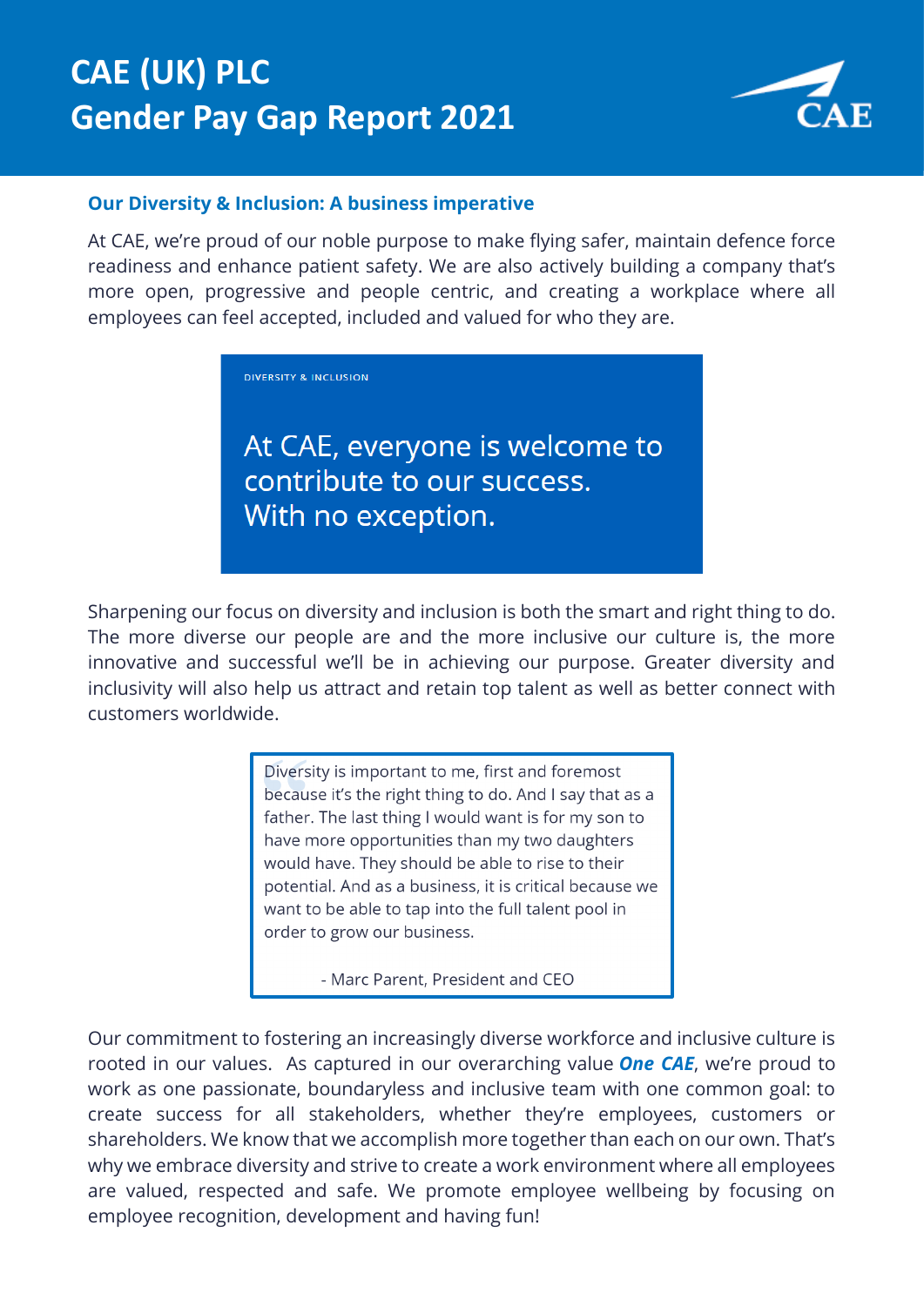# CAE (UK) PLC
# Gender Pay Gap Report 2021

## Our Diversity & Inclusion: A business imperative

At CAE, we're proud of our noble purpose to make flying safer, maintain defence force readiness and enhance patient safety. We are also actively building a company that's more open, progressive and people centric, and creating a workplace where all employees can feel accepted, included and valued for who they are.

DIVERSITY & INCLUSION

**At CAE, everyone is welcome to contribute to our success. With no exception.**

Sharpening our focus on diversity and inclusion is both the smart and right thing to do. The more diverse our people are and the more inclusive our culture is, the more innovative and successful we'll be in achieving our purpose. Greater diversity and inclusivity will also help us attract and retain top talent as well as better connect with customers worldwide.

> Diversity is important to me, first and foremost because it's the right thing to do. And I say that as a father. The last thing I would want is for my son to have more opportunities than my two daughters would have. They should be able to rise to their potential. And as a business, it is critical because we want to be able to tap into the full talent pool in order to grow our business.
>
> \- Marc Parent, President and CEO

Our commitment to fostering an increasingly diverse workforce and inclusive culture is rooted in our values. As captured in our overarching value ***One CAE***, we're proud to work as one passionate, boundaryless and inclusive team with one common goal: to create success for all stakeholders, whether they're employees, customers or shareholders. We know that we accomplish more together than each on our own. That's why we embrace diversity and strive to create a work environment where all employees are valued, respected and safe. We promote employee wellbeing by focusing on employee recognition, development and having fun!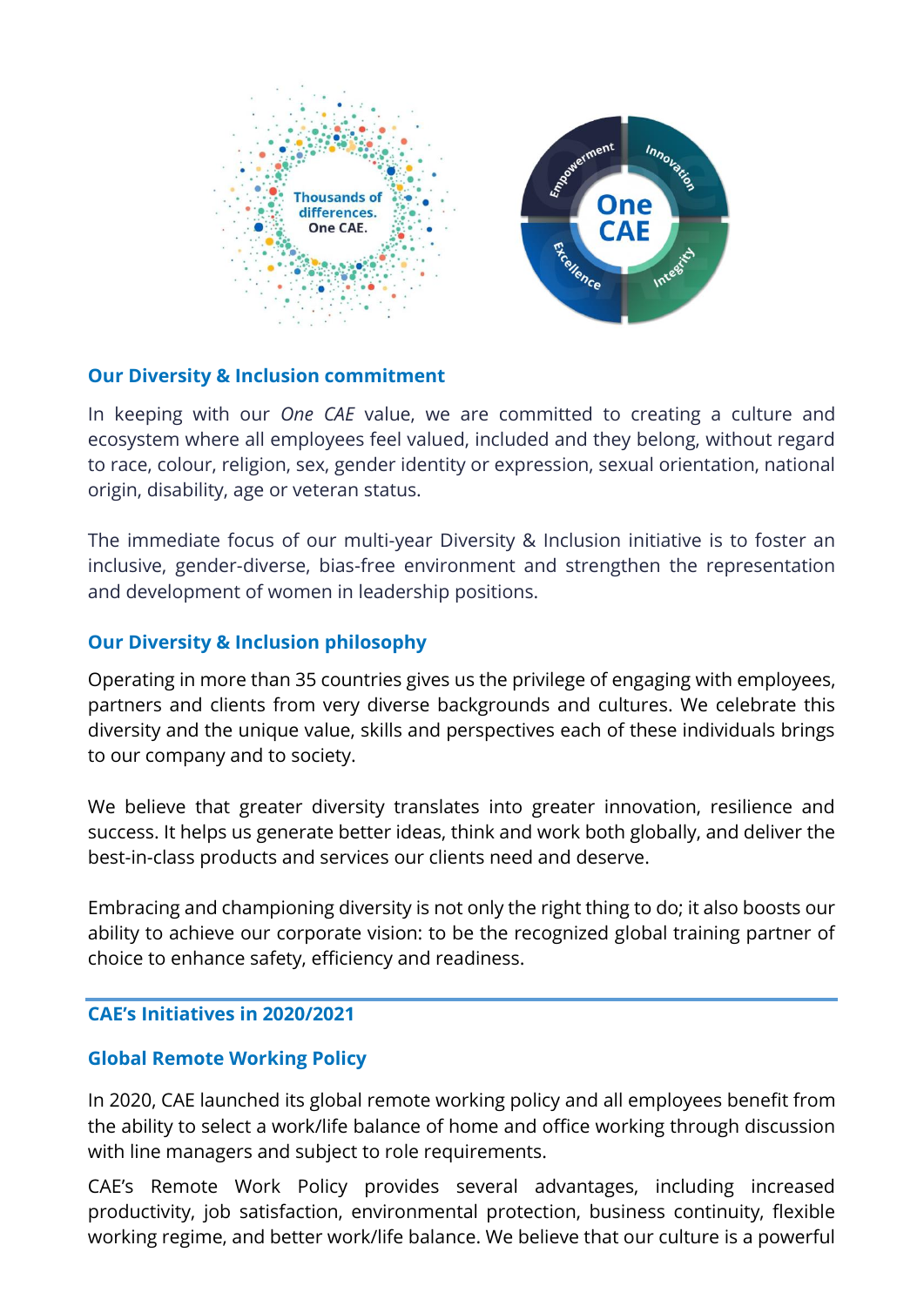## Our Diversity & Inclusion commitment

In keeping with our *One CAE* value, we are committed to creating a culture and ecosystem where all employees feel valued, included and they belong, without regard to race, colour, religion, sex, gender identity or expression, sexual orientation, national origin, disability, age or veteran status.

The immediate focus of our multi-year Diversity & Inclusion initiative is to foster an inclusive, gender-diverse, bias-free environment and strengthen the representation and development of women in leadership positions.

## Our Diversity & Inclusion philosophy

Operating in more than 35 countries gives us the privilege of engaging with employees, partners and clients from very diverse backgrounds and cultures. We celebrate this diversity and the unique value, skills and perspectives each of these individuals brings to our company and to society.

We believe that greater diversity translates into greater innovation, resilience and success. It helps us generate better ideas, think and work both globally, and deliver the best-in-class products and services our clients need and deserve.

Embracing and championing diversity is not only the right thing to do; it also boosts our ability to achieve our corporate vision: to be the recognized global training partner of choice to enhance safety, efficiency and readiness.

---

## CAE's Initiatives in 2020/2021

### Global Remote Working Policy

In 2020, CAE launched its global remote working policy and all employees benefit from the ability to select a work/life balance of home and office working through discussion with line managers and subject to role requirements.

CAE's Remote Work Policy provides several advantages, including increased productivity, job satisfaction, environmental protection, business continuity, flexible working regime, and better work/life balance. We believe that our culture is a powerful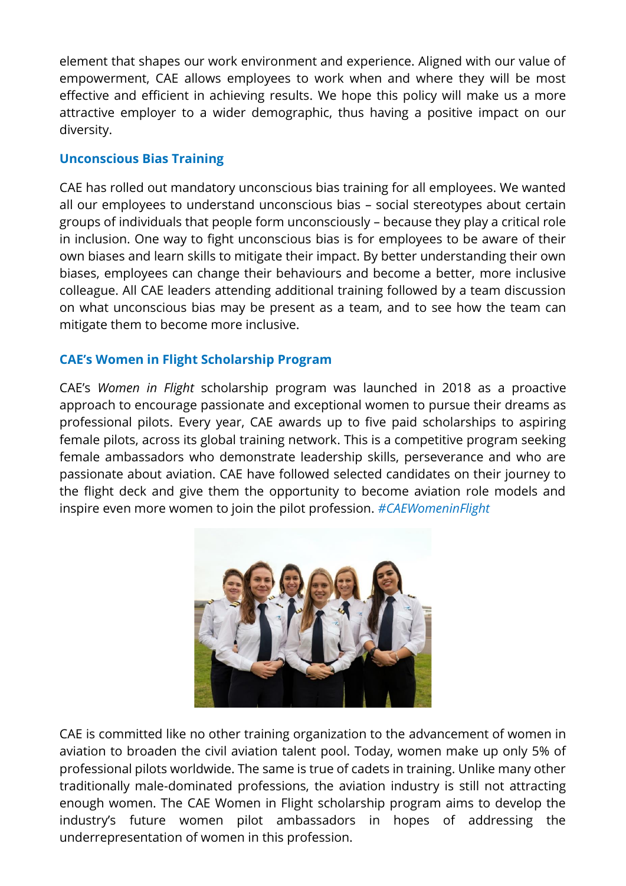element that shapes our work environment and experience. Aligned with our value of empowerment, CAE allows employees to work when and where they will be most effective and efficient in achieving results. We hope this policy will make us a more attractive employer to a wider demographic, thus having a positive impact on our diversity.

### Unconscious Bias Training

CAE has rolled out mandatory unconscious bias training for all employees. We wanted all our employees to understand unconscious bias – social stereotypes about certain groups of individuals that people form unconsciously – because they play a critical role in inclusion. One way to fight unconscious bias is for employees to be aware of their own biases and learn skills to mitigate their impact. By better understanding their own biases, employees can change their behaviours and become a better, more inclusive colleague. All CAE leaders attending additional training followed by a team discussion on what unconscious bias may be present as a team, and to see how the team can mitigate them to become more inclusive.

### CAE's Women in Flight Scholarship Program

CAE's *Women in Flight* scholarship program was launched in 2018 as a proactive approach to encourage passionate and exceptional women to pursue their dreams as professional pilots. Every year, CAE awards up to five paid scholarships to aspiring female pilots, across its global training network. This is a competitive program seeking female ambassadors who demonstrate leadership skills, perseverance and who are passionate about aviation. CAE have followed selected candidates on their journey to the flight deck and give them the opportunity to become aviation role models and inspire even more women to join the pilot profession. *#CAEWomeninFlight*

CAE is committed like no other training organization to the advancement of women in aviation to broaden the civil aviation talent pool. Today, women make up only 5% of professional pilots worldwide. The same is true of cadets in training. Unlike many other traditionally male-dominated professions, the aviation industry is still not attracting enough women. The CAE Women in Flight scholarship program aims to develop the industry's future women pilot ambassadors in hopes of addressing the underrepresentation of women in this profession.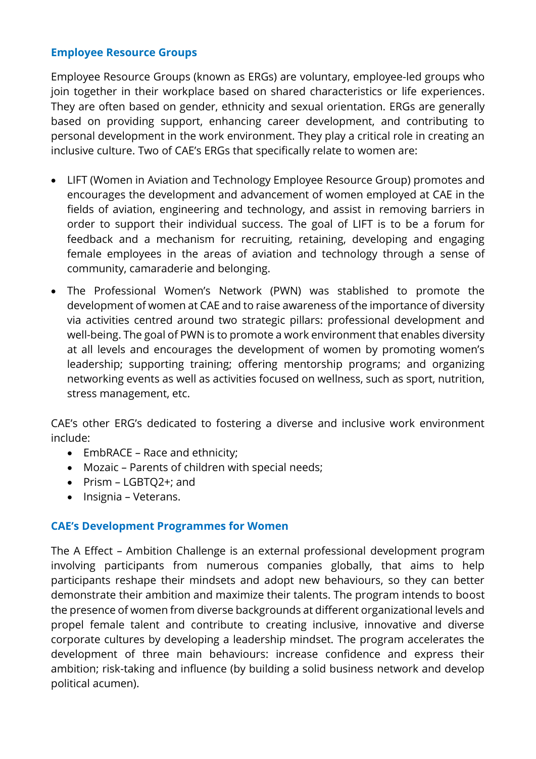### Employee Resource Groups

Employee Resource Groups (known as ERGs) are voluntary, employee-led groups who join together in their workplace based on shared characteristics or life experiences. They are often based on gender, ethnicity and sexual orientation. ERGs are generally based on providing support, enhancing career development, and contributing to personal development in the work environment. They play a critical role in creating an inclusive culture. Two of CAE's ERGs that specifically relate to women are:

- LIFT (Women in Aviation and Technology Employee Resource Group) promotes and encourages the development and advancement of women employed at CAE in the fields of aviation, engineering and technology, and assist in removing barriers in order to support their individual success. The goal of LIFT is to be a forum for feedback and a mechanism for recruiting, retaining, developing and engaging female employees in the areas of aviation and technology through a sense of community, camaraderie and belonging.
- The Professional Women's Network (PWN) was stablished to promote the development of women at CAE and to raise awareness of the importance of diversity via activities centred around two strategic pillars: professional development and well-being. The goal of PWN is to promote a work environment that enables diversity at all levels and encourages the development of women by promoting women's leadership; supporting training; offering mentorship programs; and organizing networking events as well as activities focused on wellness, such as sport, nutrition, stress management, etc.

CAE's other ERG's dedicated to fostering a diverse and inclusive work environment include:

- EmbRACE – Race and ethnicity;
- Mozaic – Parents of children with special needs;
- Prism – LGBTQ2+; and
- Insignia – Veterans.

### CAE's Development Programmes for Women

The A Effect – Ambition Challenge is an external professional development program involving participants from numerous companies globally, that aims to help participants reshape their mindsets and adopt new behaviours, so they can better demonstrate their ambition and maximize their talents. The program intends to boost the presence of women from diverse backgrounds at different organizational levels and propel female talent and contribute to creating inclusive, innovative and diverse corporate cultures by developing a leadership mindset. The program accelerates the development of three main behaviours: increase confidence and express their ambition; risk-taking and influence (by building a solid business network and develop political acumen).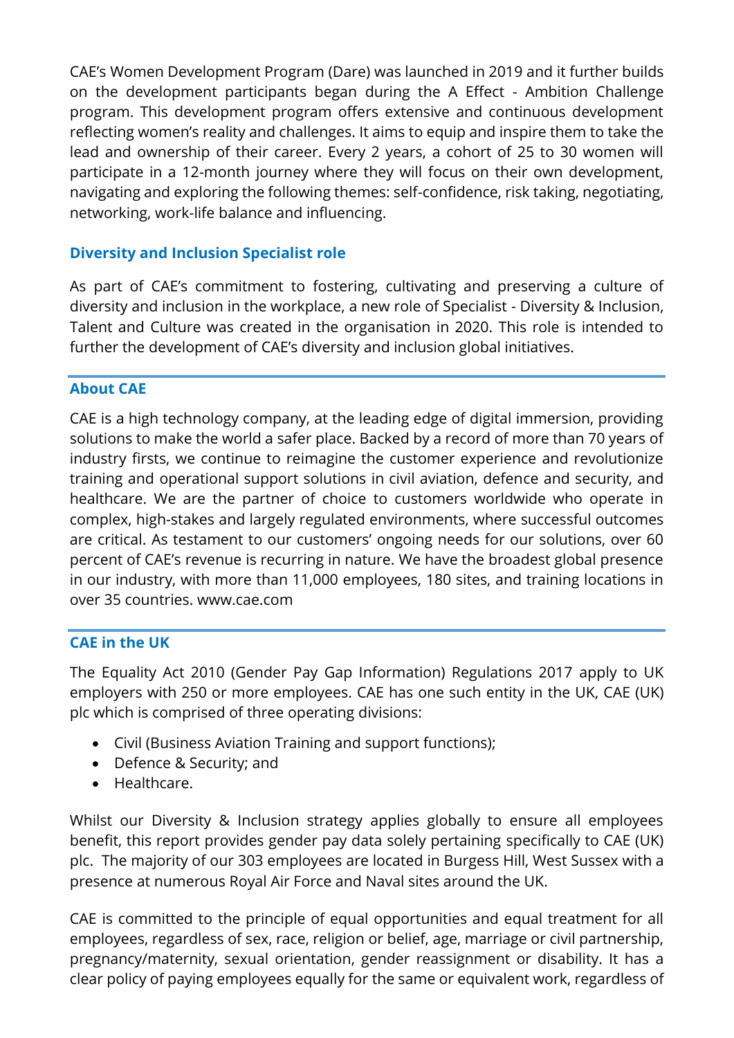CAE's Women Development Program (Dare) was launched in 2019 and it further builds on the development participants began during the A Effect - Ambition Challenge program. This development program offers extensive and continuous development reflecting women's reality and challenges. It aims to equip and inspire them to take the lead and ownership of their career. Every 2 years, a cohort of 25 to 30 women will participate in a 12-month journey where they will focus on their own development, navigating and exploring the following themes: self-confidence, risk taking, negotiating, networking, work-life balance and influencing.

### Diversity and Inclusion Specialist role

As part of CAE's commitment to fostering, cultivating and preserving a culture of diversity and inclusion in the workplace, a new role of Specialist - Diversity & Inclusion, Talent and Culture was created in the organisation in 2020. This role is intended to further the development of CAE's diversity and inclusion global initiatives.

## About CAE

CAE is a high technology company, at the leading edge of digital immersion, providing solutions to make the world a safer place. Backed by a record of more than 70 years of industry firsts, we continue to reimagine the customer experience and revolutionize training and operational support solutions in civil aviation, defence and security, and healthcare. We are the partner of choice to customers worldwide who operate in complex, high-stakes and largely regulated environments, where successful outcomes are critical. As testament to our customers' ongoing needs for our solutions, over 60 percent of CAE's revenue is recurring in nature. We have the broadest global presence in our industry, with more than 11,000 employees, 180 sites, and training locations in over 35 countries. www.cae.com

## CAE in the UK

The Equality Act 2010 (Gender Pay Gap Information) Regulations 2017 apply to UK employers with 250 or more employees. CAE has one such entity in the UK, CAE (UK) plc which is comprised of three operating divisions:

- Civil (Business Aviation Training and support functions);
- Defence & Security; and
- Healthcare.

Whilst our Diversity & Inclusion strategy applies globally to ensure all employees benefit, this report provides gender pay data solely pertaining specifically to CAE (UK) plc. The majority of our 303 employees are located in Burgess Hill, West Sussex with a presence at numerous Royal Air Force and Naval sites around the UK.

CAE is committed to the principle of equal opportunities and equal treatment for all employees, regardless of sex, race, religion or belief, age, marriage or civil partnership, pregnancy/maternity, sexual orientation, gender reassignment or disability. It has a clear policy of paying employees equally for the same or equivalent work, regardless of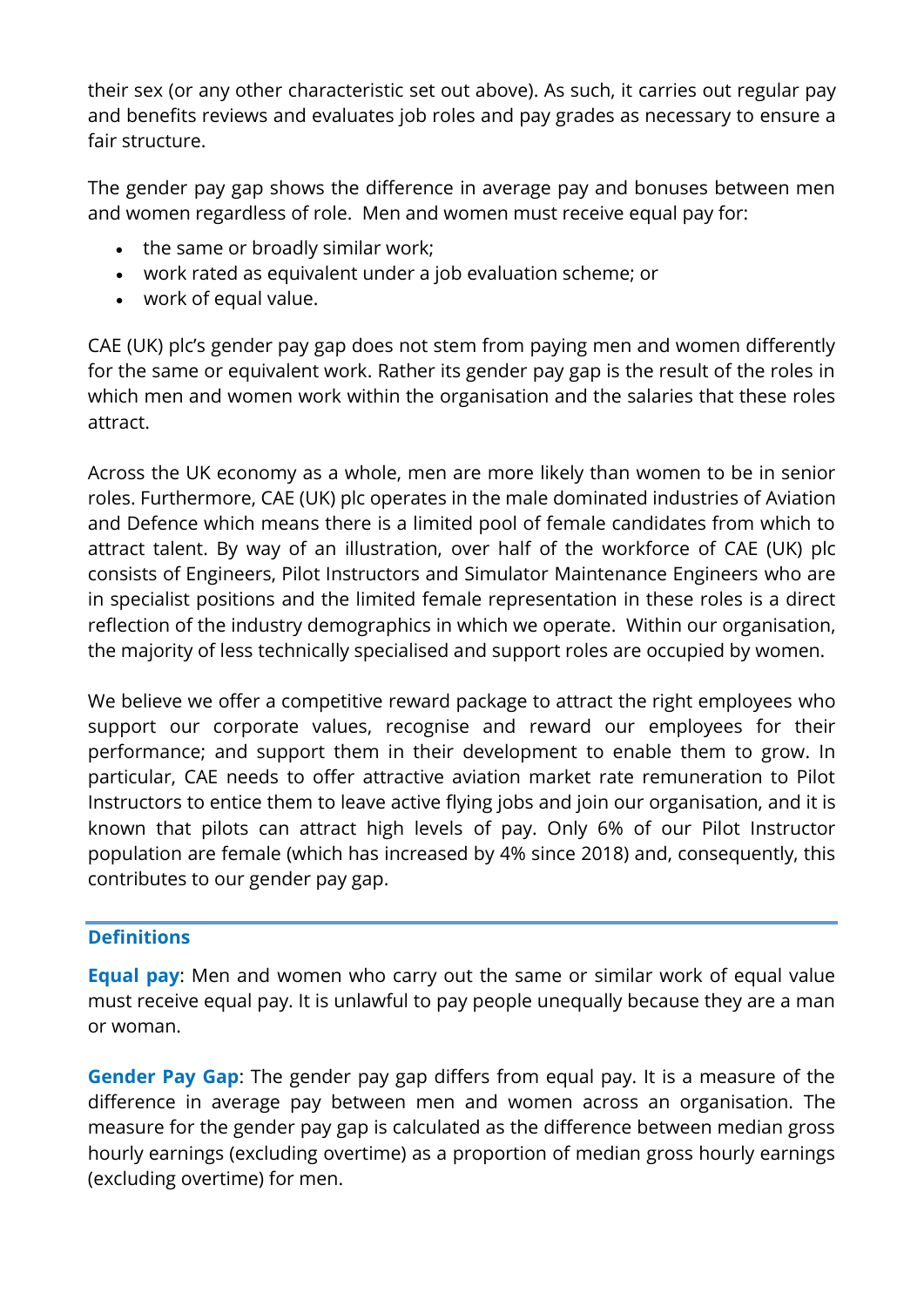their sex (or any other characteristic set out above). As such, it carries out regular pay and benefits reviews and evaluates job roles and pay grades as necessary to ensure a fair structure.

The gender pay gap shows the difference in average pay and bonuses between men and women regardless of role. Men and women must receive equal pay for:

- the same or broadly similar work;
- work rated as equivalent under a job evaluation scheme; or
- work of equal value.

CAE (UK) plc's gender pay gap does not stem from paying men and women differently for the same or equivalent work. Rather its gender pay gap is the result of the roles in which men and women work within the organisation and the salaries that these roles attract.

Across the UK economy as a whole, men are more likely than women to be in senior roles. Furthermore, CAE (UK) plc operates in the male dominated industries of Aviation and Defence which means there is a limited pool of female candidates from which to attract talent. By way of an illustration, over half of the workforce of CAE (UK) plc consists of Engineers, Pilot Instructors and Simulator Maintenance Engineers who are in specialist positions and the limited female representation in these roles is a direct reflection of the industry demographics in which we operate. Within our organisation, the majority of less technically specialised and support roles are occupied by women.

We believe we offer a competitive reward package to attract the right employees who support our corporate values, recognise and reward our employees for their performance; and support them in their development to enable them to grow. In particular, CAE needs to offer attractive aviation market rate remuneration to Pilot Instructors to entice them to leave active flying jobs and join our organisation, and it is known that pilots can attract high levels of pay. Only 6% of our Pilot Instructor population are female (which has increased by 4% since 2018) and, consequently, this contributes to our gender pay gap.

## Definitions

**Equal pay**: Men and women who carry out the same or similar work of equal value must receive equal pay. It is unlawful to pay people unequally because they are a man or woman.

**Gender Pay Gap**: The gender pay gap differs from equal pay. It is a measure of the difference in average pay between men and women across an organisation. The measure for the gender pay gap is calculated as the difference between median gross hourly earnings (excluding overtime) as a proportion of median gross hourly earnings (excluding overtime) for men.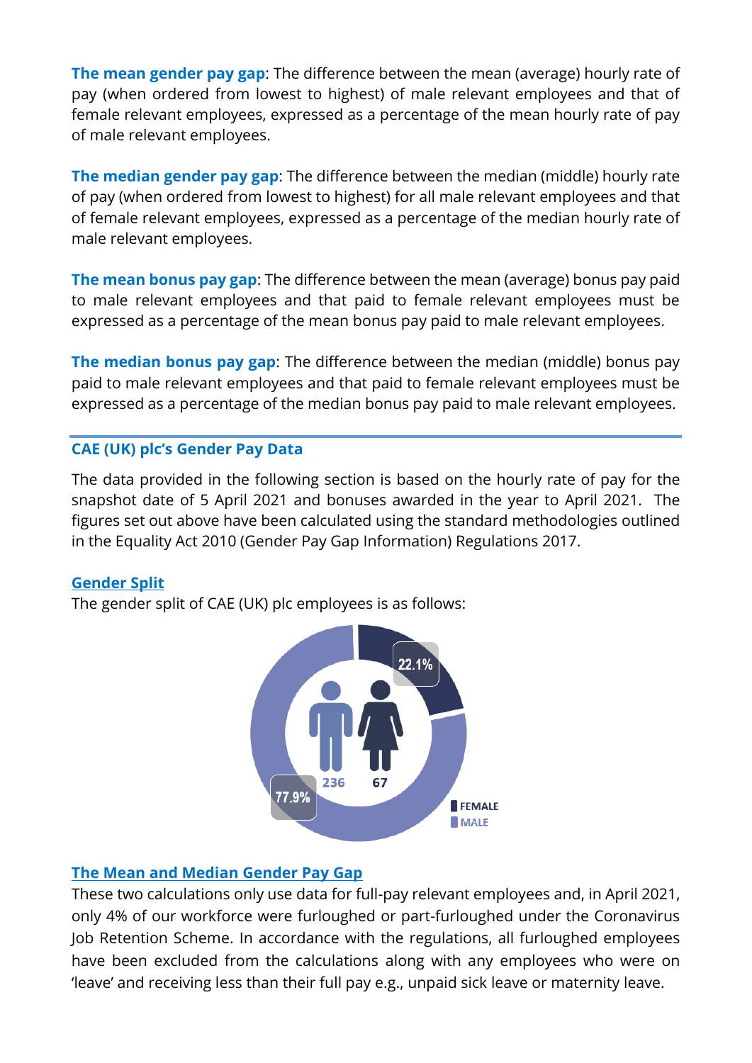**The mean gender pay gap**: The difference between the mean (average) hourly rate of pay (when ordered from lowest to highest) of male relevant employees and that of female relevant employees, expressed as a percentage of the mean hourly rate of pay of male relevant employees.

**The median gender pay gap**: The difference between the median (middle) hourly rate of pay (when ordered from lowest to highest) for all male relevant employees and that of female relevant employees, expressed as a percentage of the median hourly rate of male relevant employees.

**The mean bonus pay gap**: The difference between the mean (average) bonus pay paid to male relevant employees and that paid to female relevant employees must be expressed as a percentage of the mean bonus pay paid to male relevant employees.

**The median bonus pay gap**: The difference between the median (middle) bonus pay paid to male relevant employees and that paid to female relevant employees must be expressed as a percentage of the median bonus pay paid to male relevant employees.

## CAE (UK) plc's Gender Pay Data

The data provided in the following section is based on the hourly rate of pay for the snapshot date of 5 April 2021 and bonuses awarded in the year to April 2021. The figures set out above have been calculated using the standard methodologies outlined in the Equality Act 2010 (Gender Pay Gap Information) Regulations 2017.

### Gender Split

The gender split of CAE (UK) plc employees is as follows:

22.1%

236 67

77.9%

FEMALE
MALE

### The Mean and Median Gender Pay Gap

These two calculations only use data for full-pay relevant employees and, in April 2021, only 4% of our workforce were furloughed or part-furloughed under the Coronavirus Job Retention Scheme. In accordance with the regulations, all furloughed employees have been excluded from the calculations along with any employees who were on 'leave' and receiving less than their full pay e.g., unpaid sick leave or maternity leave.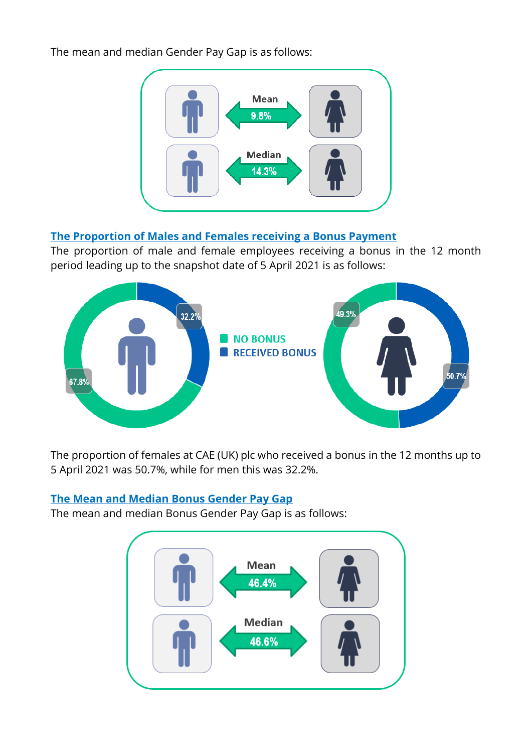The mean and median Gender Pay Gap is as follows:

Mean 9.8%

Median 14.3%

## The Proportion of Males and Females receiving a Bonus Payment

The proportion of male and female employees receiving a bonus in the 12 month period leading up to the snapshot date of 5 April 2021 is as follows:

| | NO BONUS | RECEIVED BONUS |
|---|---|---|
| Males | 67.8% | 32.2% |
| Females | 49.3% | 50.7% |

The proportion of females at CAE (UK) plc who received a bonus in the 12 months up to 5 April 2021 was 50.7%, while for men this was 32.2%.

## The Mean and Median Bonus Gender Pay Gap

The mean and median Bonus Gender Pay Gap is as follows:

Mean 46.4%

Median 46.6%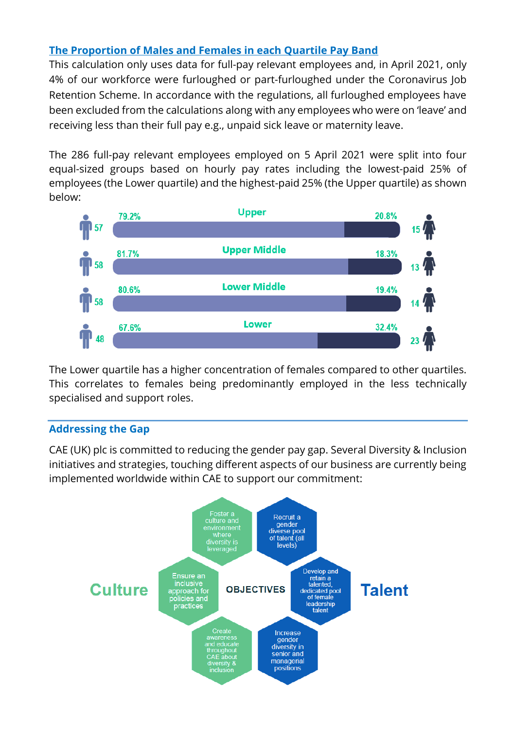## The Proportion of Males and Females in each Quartile Pay Band

This calculation only uses data for full-pay relevant employees and, in April 2021, only 4% of our workforce were furloughed or part-furloughed under the Coronavirus Job Retention Scheme. In accordance with the regulations, all furloughed employees have been excluded from the calculations along with any employees who were on 'leave' and receiving less than their full pay e.g., unpaid sick leave or maternity leave.

The 286 full-pay relevant employees employed on 5 April 2021 were split into four equal-sized groups based on hourly pay rates including the lowest-paid 25% of employees (the Lower quartile) and the highest-paid 25% (the Upper quartile) as shown below:

| Quartile | Males | Male % | Female % | Females |
|---|---|---|---|---|
| Upper | 57 | 79.2% | 20.8% | 15 |
| Upper Middle | 58 | 81.7% | 18.3% | 13 |
| Lower Middle | 58 | 80.6% | 19.4% | 14 |
| Lower | 48 | 67.6% | 32.4% | 23 |

The Lower quartile has a higher concentration of females compared to other quartiles. This correlates to females being predominantly employed in the less technically specialised and support roles.

## Addressing the Gap

CAE (UK) plc is committed to reducing the gender pay gap. Several Diversity & Inclusion initiatives and strategies, touching different aspects of our business are currently being implemented worldwide within CAE to support our commitment:

**OBJECTIVES**

**Culture**

- Foster a culture and environment where diversity is leveraged
- Ensure an inclusive approach for policies and practices
- Create awareness and educate throughout CAE about diversity & inclusion

**Talent**

- Recruit a gender diverse pool of talent (all levels)
- Develop and retain a talented, dedicated pool of female leadership talent
- Increase gender diversity in senior and managerial positions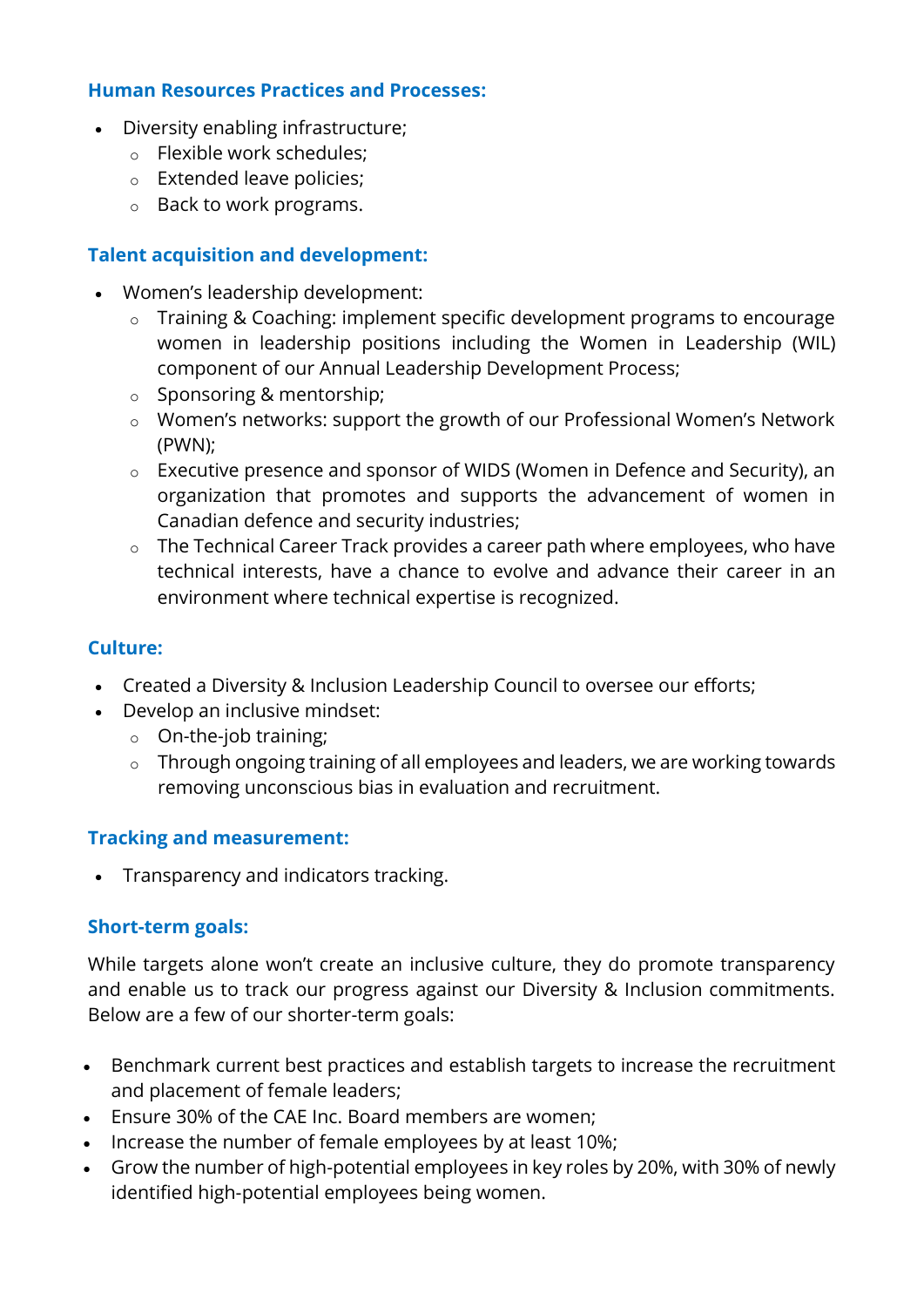### Human Resources Practices and Processes:

- Diversity enabling infrastructure;
  - Flexible work schedules;
  - Extended leave policies;
  - Back to work programs.

### Talent acquisition and development:

- Women's leadership development:
  - Training & Coaching: implement specific development programs to encourage women in leadership positions including the Women in Leadership (WIL) component of our Annual Leadership Development Process;
  - Sponsoring & mentorship;
  - Women's networks: support the growth of our Professional Women's Network (PWN);
  - Executive presence and sponsor of WIDS (Women in Defence and Security), an organization that promotes and supports the advancement of women in Canadian defence and security industries;
  - The Technical Career Track provides a career path where employees, who have technical interests, have a chance to evolve and advance their career in an environment where technical expertise is recognized.

### Culture:

- Created a Diversity & Inclusion Leadership Council to oversee our efforts;
- Develop an inclusive mindset:
  - On-the-job training;
  - Through ongoing training of all employees and leaders, we are working towards removing unconscious bias in evaluation and recruitment.

### Tracking and measurement:

- Transparency and indicators tracking.

### Short-term goals:

While targets alone won't create an inclusive culture, they do promote transparency and enable us to track our progress against our Diversity & Inclusion commitments. Below are a few of our shorter-term goals:

- Benchmark current best practices and establish targets to increase the recruitment and placement of female leaders;
- Ensure 30% of the CAE Inc. Board members are women;
- Increase the number of female employees by at least 10%;
- Grow the number of high-potential employees in key roles by 20%, with 30% of newly identified high-potential employees being women.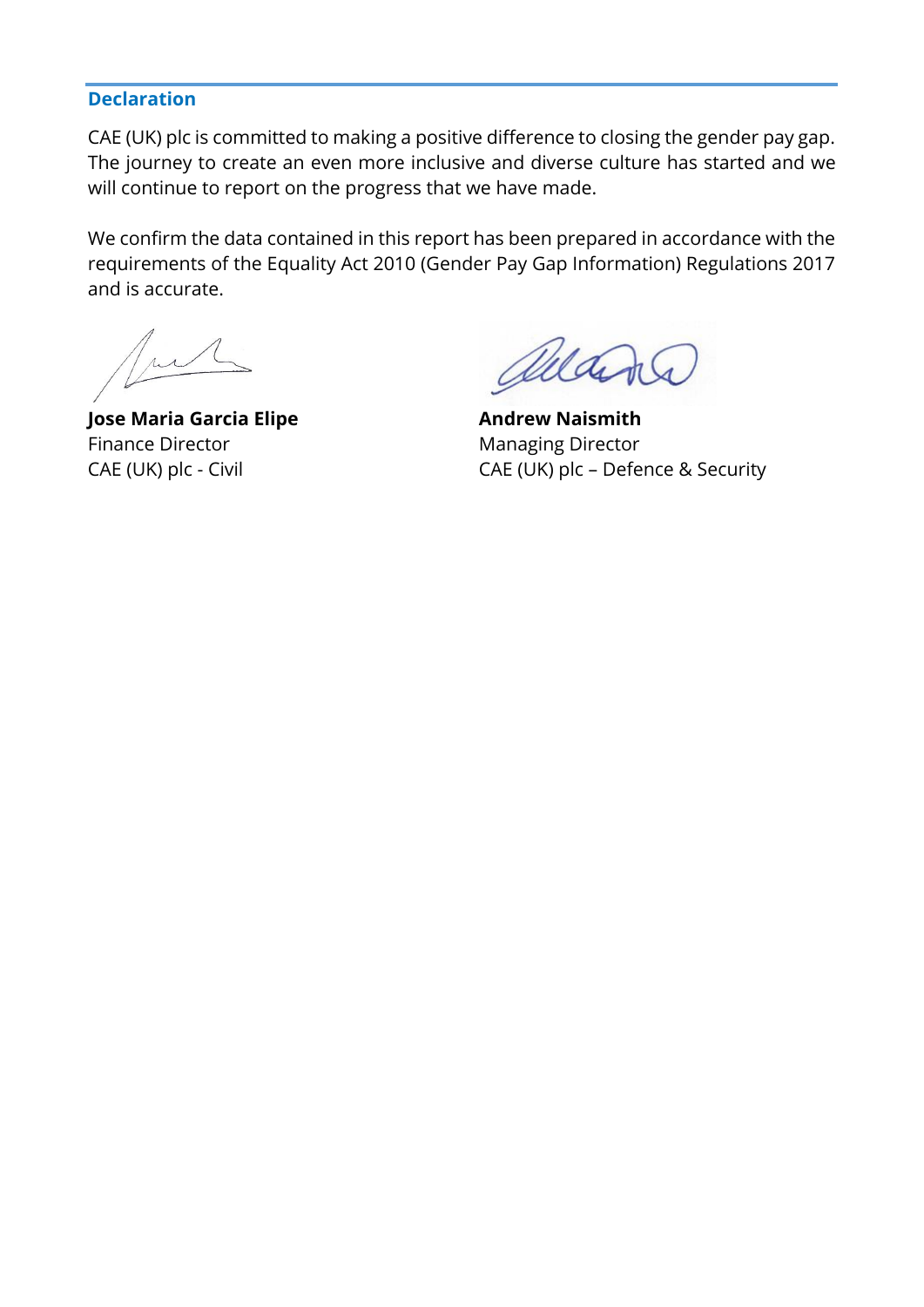## Declaration

CAE (UK) plc is committed to making a positive difference to closing the gender pay gap. The journey to create an even more inclusive and diverse culture has started and we will continue to report on the progress that we have made.

We confirm the data contained in this report has been prepared in accordance with the requirements of the Equality Act 2010 (Gender Pay Gap Information) Regulations 2017 and is accurate.

**Jose Maria Garcia Elipe**
Finance Director
CAE (UK) plc - Civil

**Andrew Naismith**
Managing Director
CAE (UK) plc – Defence & Security